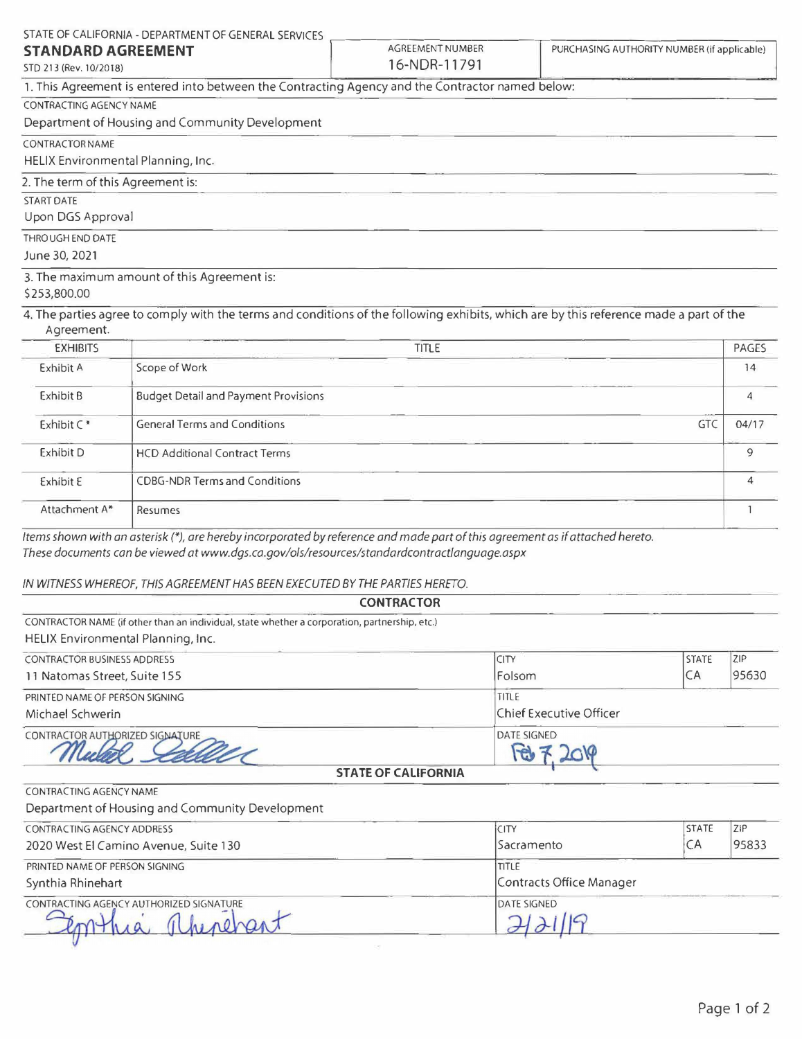STATE OF CALIFORNIA - DEPARTMENT OF GENERAL SERVICES

# STANDARD AGREEMENT

STD 213 (Rev. 10/2018)

| AGREEMENT NUMBER | PURCHASING AUTHORITY NUMBER (if applicable) |
|---|---|
| 16-NDR-11791 | |

1. This Agreement is entered into between the Contracting Agency and the Contractor named below:

CONTRACTING AGENCY NAME
Department of Housing and Community Development

CONTRACTOR NAME
HELIX Environmental Planning, Inc.

2. The term of this Agreement is:

START DATE
Upon DGS Approval

THROUGH END DATE
June 30, 2021

3. The maximum amount of this Agreement is:
$253,800.00

4. The parties agree to comply with the terms and conditions of the following exhibits, which are by this reference made a part of the Agreement.

| EXHIBITS | TITLE | | PAGES |
|---|---|---|---|
| Exhibit A | Scope of Work | | 14 |
| Exhibit B | Budget Detail and Payment Provisions | | 4 |
| Exhibit C * | General Terms and Conditions | GTC | 04/17 |
| Exhibit D | HCD Additional Contract Terms | | 9 |
| Exhibit E | CDBG-NDR Terms and Conditions | | 4 |
| Attachment A* | Resumes | | 1 |

*Items shown with an asterisk (*), are hereby incorporated by reference and made part of this agreement as if attached hereto.*
*These documents can be viewed at www.dgs.ca.gov/ols/resources/standardcontractlanguage.aspx*

*IN WITNESS WHEREOF, THIS AGREEMENT HAS BEEN EXECUTED BY THE PARTIES HERETO.*

## CONTRACTOR

CONTRACTOR NAME (if other than an individual, state whether a corporation, partnership, etc.)
HELIX Environmental Planning, Inc.

| CONTRACTOR BUSINESS ADDRESS | CITY | STATE | ZIP |
|---|---|---|---|
| 11 Natomas Street, Suite 155 | Folsom | CA | 95630 |

| PRINTED NAME OF PERSON SIGNING | TITLE |
|---|---|
| Michael Schwerin | Chief Executive Officer |

| CONTRACTOR AUTHORIZED SIGNATURE | DATE SIGNED |
|---|---|
| Michael Schwerin | Feb 7, 2019 |

## STATE OF CALIFORNIA

CONTRACTING AGENCY NAME
Department of Housing and Community Development

| CONTRACTING AGENCY ADDRESS | CITY | STATE | ZIP |
|---|---|---|---|
| 2020 West El Camino Avenue, Suite 130 | Sacramento | CA | 95833 |

| PRINTED NAME OF PERSON SIGNING | TITLE |
|---|---|
| Synthia Rhinehart | Contracts Office Manager |

| CONTRACTING AGENCY AUTHORIZED SIGNATURE | DATE SIGNED |
|---|---|
| Synthia Rhinehart | 2/21/19 |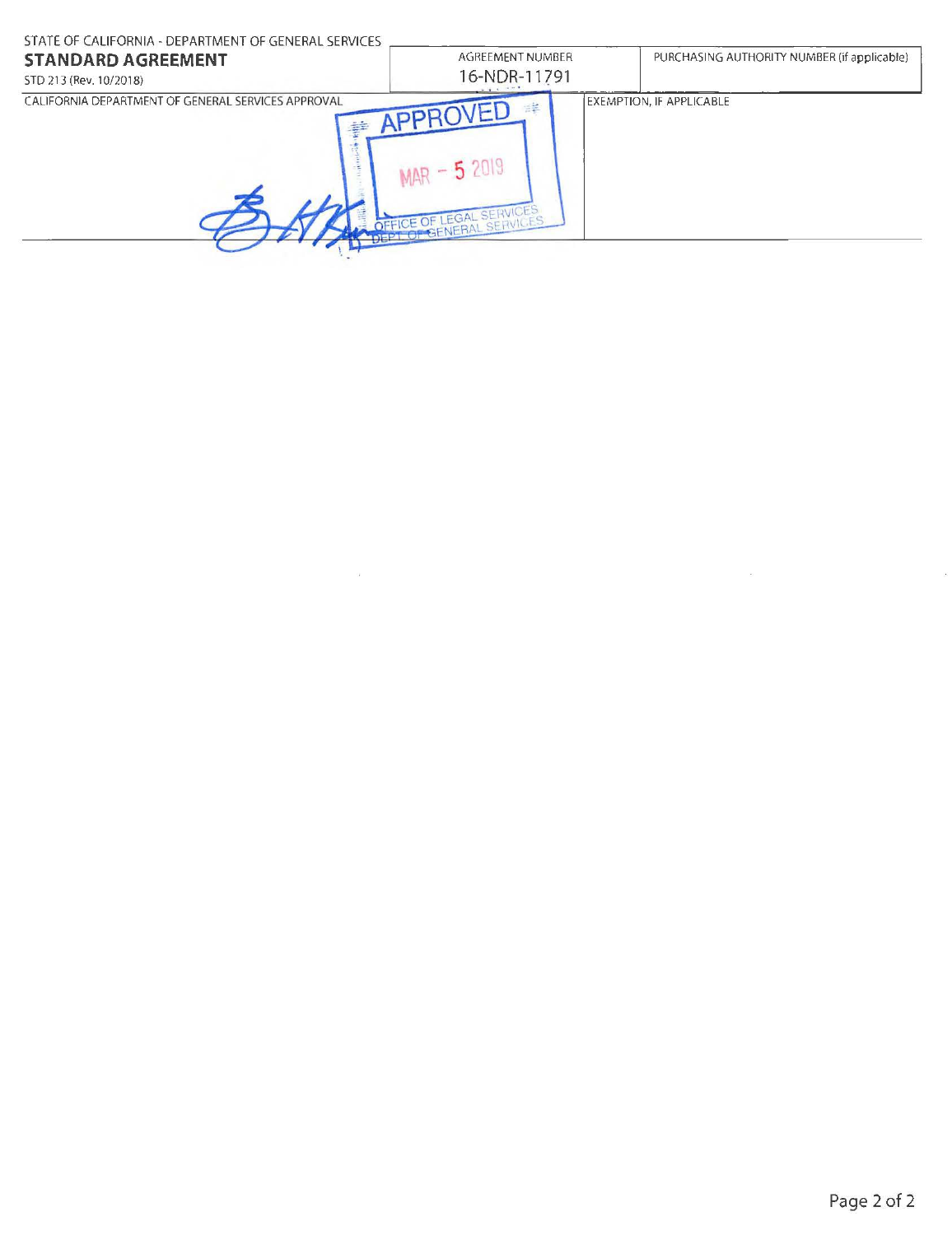STATE OF CALIFORNIA - DEPARTMENT OF GENERAL SERVICES

**STANDARD AGREEMENT**

STD 213 (Rev. 10/2018)

| AGREEMENT NUMBER | PURCHASING AUTHORITY NUMBER (if applicable) |
| --- | --- |
| 16-NDR-11791 | |

| CALIFORNIA DEPARTMENT OF GENERAL SERVICES APPROVAL | EXEMPTION, IF APPLICABLE |
| --- | --- |
| APPROVED MAR - 5 2019 OFFICE OF LEGAL SERVICES DEPT. OF GENERAL SERVICES | |